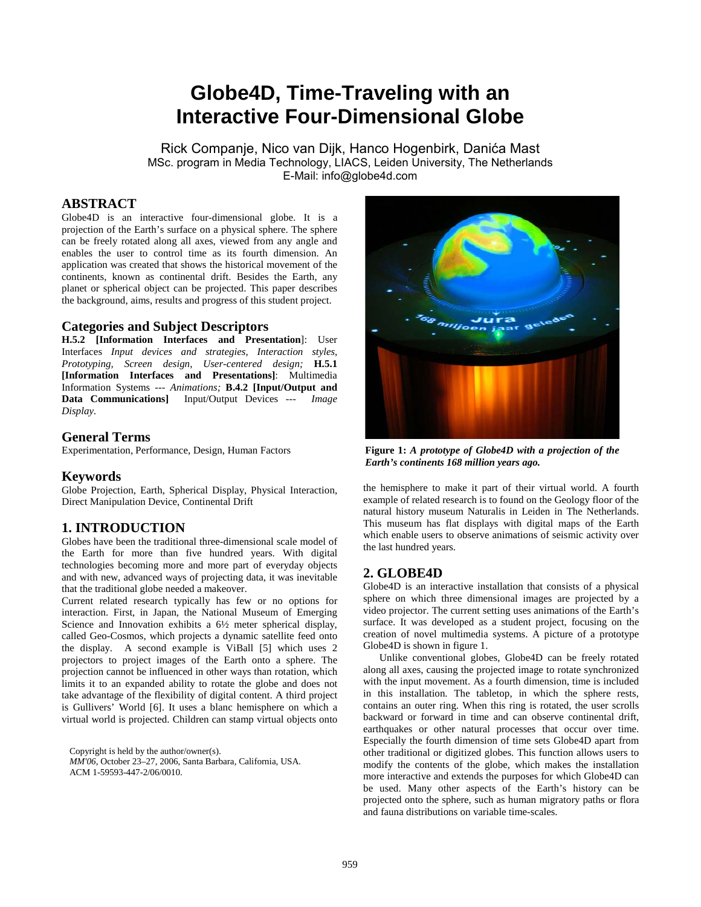# Globe4D, Time-Traveling with an Interactive Four-Dimensional Globe

Rick Companje, Nico van Dijk, Hanco Hogenbirk, Danića Mast
MSc. program in Media Technology, LIACS, Leiden University, The Netherlands
E-Mail: info@globe4d.com

## ABSTRACT

Globe4D is an interactive four-dimensional globe. It is a projection of the Earth's surface on a physical sphere. The sphere can be freely rotated along all axes, viewed from any angle and enables the user to control time as its fourth dimension. An application was created that shows the historical movement of the continents, known as continental drift. Besides the Earth, any planet or spherical object can be projected. This paper describes the background, aims, results and progress of this student project.

## Categories and Subject Descriptors

**H.5.2 [Information Interfaces and Presentation]**: User Interfaces *Input devices and strategies, Interaction styles, Prototyping, Screen design, User-centered design;* **H.5.1 [Information Interfaces and Presentations]**: Multimedia Information Systems --- *Animations;* **B.4.2 [Input/Output and Data Communications]** Input/Output Devices --- *Image Display*.

## General Terms

Experimentation, Performance, Design, Human Factors

## Keywords

Globe Projection, Earth, Spherical Display, Physical Interaction, Direct Manipulation Device, Continental Drift

## 1. INTRODUCTION

Globes have been the traditional three-dimensional scale model of the Earth for more than five hundred years. With digital technologies becoming more and more part of everyday objects and with new, advanced ways of projecting data, it was inevitable that the traditional globe needed a makeover.

Current related research typically has few or no options for interaction. First, in Japan, the National Museum of Emerging Science and Innovation exhibits a 6½ meter spherical display, called Geo-Cosmos, which projects a dynamic satellite feed onto the display. A second example is ViBall [5] which uses 2 projectors to project images of the Earth onto a sphere. The projection cannot be influenced in other ways than rotation, which limits it to an expanded ability to rotate the globe and does not take advantage of the flexibility of digital content. A third project is Gullivers' World [6]. It uses a blanc hemisphere on which a virtual world is projected. Children can stamp virtual objects onto the hemisphere to make it part of their virtual world. A fourth example of related research is to found on the Geology floor of the natural history museum Naturalis in Leiden in The Netherlands. This museum has flat displays with digital maps of the Earth which enable users to observe animations of seismic activity over the last hundred years.

Copyright is held by the author/owner(s).
*MM'06*, October 23–27, 2006, Santa Barbara, California, USA.
ACM 1-59593-447-2/06/0010.

**Figure 1:** ***A prototype of Globe4D with a projection of the Earth's continents 168 million years ago.***

## 2. GLOBE4D

Globe4D is an interactive installation that consists of a physical sphere on which three dimensional images are projected by a video projector. The current setting uses animations of the Earth's surface. It was developed as a student project, focusing on the creation of novel multimedia systems. A picture of a prototype Globe4D is shown in figure 1.

Unlike conventional globes, Globe4D can be freely rotated along all axes, causing the projected image to rotate synchronized with the input movement. As a fourth dimension, time is included in this installation. The tabletop, in which the sphere rests, contains an outer ring. When this ring is rotated, the user scrolls backward or forward in time and can observe continental drift, earthquakes or other natural processes that occur over time. Especially the fourth dimension of time sets Globe4D apart from other traditional or digitized globes. This function allows users to modify the contents of the globe, which makes the installation more interactive and extends the purposes for which Globe4D can be used. Many other aspects of the Earth's history can be projected onto the sphere, such as human migratory paths or flora and fauna distributions on variable time-scales.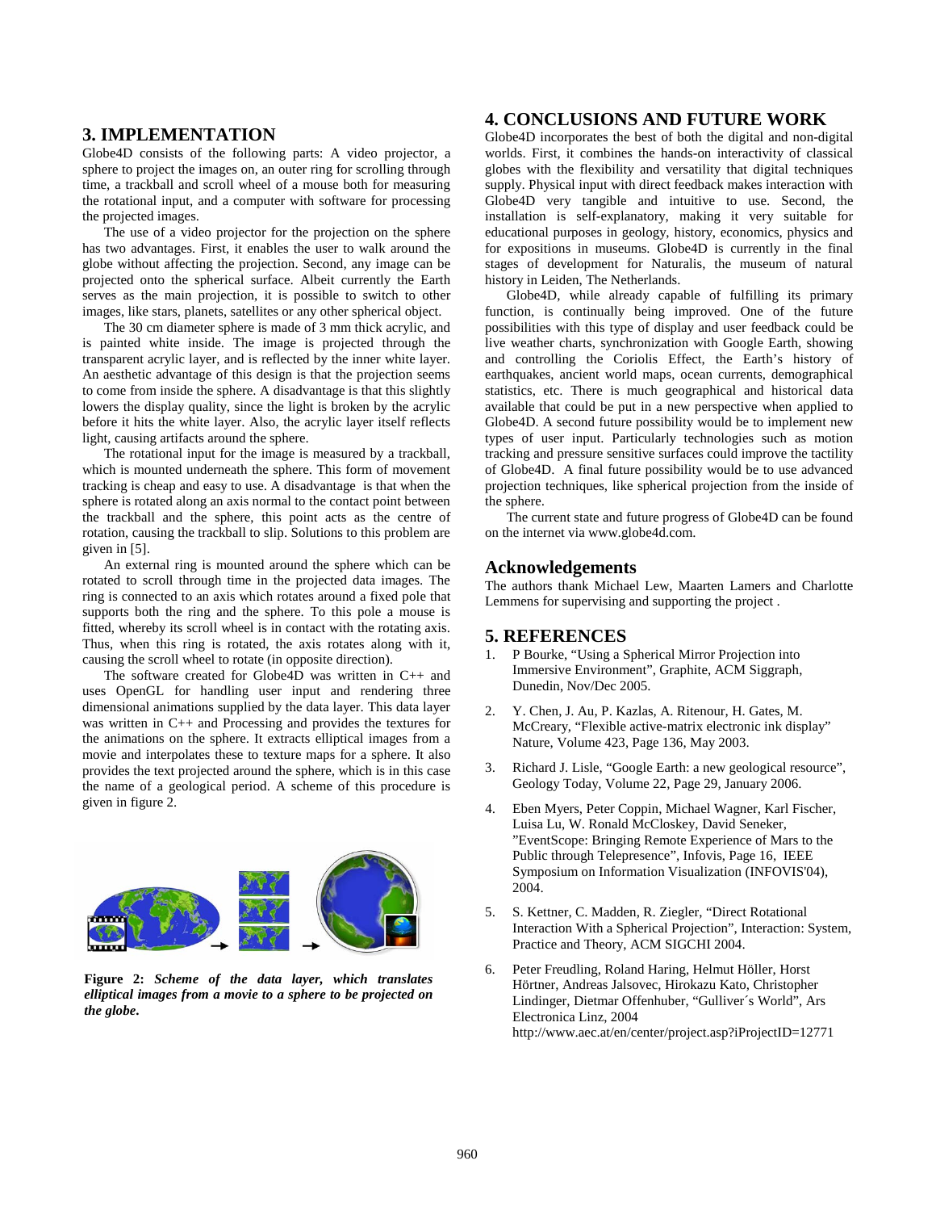## 3. IMPLEMENTATION

Globe4D consists of the following parts: A video projector, a sphere to project the images on, an outer ring for scrolling through time, a trackball and scroll wheel of a mouse both for measuring the rotational input, and a computer with software for processing the projected images.

The use of a video projector for the projection on the sphere has two advantages. First, it enables the user to walk around the globe without affecting the projection. Second, any image can be projected onto the spherical surface. Albeit currently the Earth serves as the main projection, it is possible to switch to other images, like stars, planets, satellites or any other spherical object.

The 30 cm diameter sphere is made of 3 mm thick acrylic, and is painted white inside. The image is projected through the transparent acrylic layer, and is reflected by the inner white layer. An aesthetic advantage of this design is that the projection seems to come from inside the sphere. A disadvantage is that this slightly lowers the display quality, since the light is broken by the acrylic before it hits the white layer. Also, the acrylic layer itself reflects light, causing artifacts around the sphere.

The rotational input for the image is measured by a trackball, which is mounted underneath the sphere. This form of movement tracking is cheap and easy to use. A disadvantage is that when the sphere is rotated along an axis normal to the contact point between the trackball and the sphere, this point acts as the centre of rotation, causing the trackball to slip. Solutions to this problem are given in [5].

An external ring is mounted around the sphere which can be rotated to scroll through time in the projected data images. The ring is connected to an axis which rotates around a fixed pole that supports both the ring and the sphere. To this pole a mouse is fitted, whereby its scroll wheel is in contact with the rotating axis. Thus, when this ring is rotated, the axis rotates along with it, causing the scroll wheel to rotate (in opposite direction).

The software created for Globe4D was written in C++ and uses OpenGL for handling user input and rendering three dimensional animations supplied by the data layer. This data layer was written in C++ and Processing and provides the textures for the animations on the sphere. It extracts elliptical images from a movie and interpolates these to texture maps for a sphere. It also provides the text projected around the sphere, which is in this case the name of a geological period. A scheme of this procedure is given in figure 2.

**Figure 2:** ***Scheme of the data layer, which translates elliptical images from a movie to a sphere to be projected on the globe.***

## 4. CONCLUSIONS AND FUTURE WORK

Globe4D incorporates the best of both the digital and non-digital worlds. First, it combines the hands-on interactivity of classical globes with the flexibility and versatility that digital techniques supply. Physical input with direct feedback makes interaction with Globe4D very tangible and intuitive to use. Second, the installation is self-explanatory, making it very suitable for educational purposes in geology, history, economics, physics and for expositions in museums. Globe4D is currently in the final stages of development for Naturalis, the museum of natural history in Leiden, The Netherlands.

Globe4D, while already capable of fulfilling its primary function, is continually being improved. One of the future possibilities with this type of display and user feedback could be live weather charts, synchronization with Google Earth, showing and controlling the Coriolis Effect, the Earth's history of earthquakes, ancient world maps, ocean currents, demographical statistics, etc. There is much geographical and historical data available that could be put in a new perspective when applied to Globe4D. A second future possibility would be to implement new types of user input. Particularly technologies such as motion tracking and pressure sensitive surfaces could improve the tactility of Globe4D. A final future possibility would be to use advanced projection techniques, like spherical projection from the inside of the sphere.

The current state and future progress of Globe4D can be found on the internet via www.globe4d.com.

## Acknowledgements

The authors thank Michael Lew, Maarten Lamers and Charlotte Lemmens for supervising and supporting the project .

## 5. REFERENCES

1. P Bourke, "Using a Spherical Mirror Projection into Immersive Environment", Graphite, ACM Siggraph, Dunedin, Nov/Dec 2005.
2. Y. Chen, J. Au, P. Kazlas, A. Ritenour, H. Gates, M. McCreary, "Flexible active-matrix electronic ink display" Nature, Volume 423, Page 136, May 2003.
3. Richard J. Lisle, "Google Earth: a new geological resource", Geology Today, Volume 22, Page 29, January 2006.
4. Eben Myers, Peter Coppin, Michael Wagner, Karl Fischer, Luisa Lu, W. Ronald McCloskey, David Seneker, "EventScope: Bringing Remote Experience of Mars to the Public through Telepresence", Infovis, Page 16, IEEE Symposium on Information Visualization (INFOVIS'04), 2004.
5. S. Kettner, C. Madden, R. Ziegler, "Direct Rotational Interaction With a Spherical Projection", Interaction: System, Practice and Theory, ACM SIGCHI 2004.
6. Peter Freudling, Roland Haring, Helmut Höller, Horst Hörtner, Andreas Jalsovec, Hirokazu Kato, Christopher Lindinger, Dietmar Offenhuber, "Gulliver´s World", Ars Electronica Linz, 2004 http://www.aec.at/en/center/project.asp?iProjectID=12771